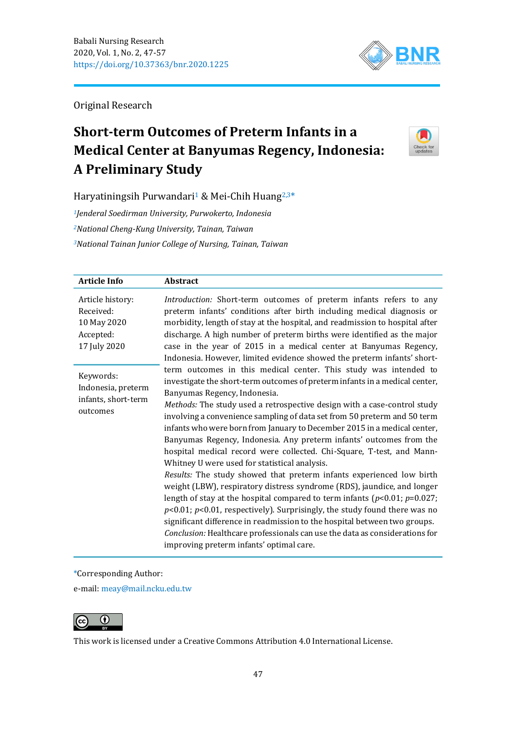Original Research

# Short-term Outcomes of Preterm Infants in a Medical Center at Banyumas Regency, Indonesia: A Preliminary Study

Haryatiningsih Purwandari[1] & Mei-Chih Huang[2,3*]

[1]*Jenderal Soedirman University, Purwokerto, Indonesia*

[2]*National Cheng-Kung University, Tainan, Taiwan*

[3]*National Tainan Junior College of Nursing, Tainan, Taiwan*

| Article Info | Abstract |
|---|---|
| Article history:<br>Received:<br>10 May 2020<br>Accepted:<br>17 July 2020<br><br>Keywords:<br>Indonesia, preterm infants, short-term outcomes | *Introduction:* Short-term outcomes of preterm infants refers to any preterm infants' conditions after birth including medical diagnosis or morbidity, length of stay at the hospital, and readmission to hospital after discharge. A high number of preterm births were identified as the major case in the year of 2015 in a medical center at Banyumas Regency, Indonesia. However, limited evidence showed the preterm infants' short-term outcomes in this medical center. This study was intended to investigate the short-term outcomes of preterm infants in a medical center, Banyumas Regency, Indonesia.<br>*Methods:* The study used a retrospective design with a case-control study involving a convenience sampling of data set from 50 preterm and 50 term infants who were born from January to December 2015 in a medical center, Banyumas Regency, Indonesia. Any preterm infants' outcomes from the hospital medical record were collected. Chi-Square, T-test, and Mann-Whitney U were used for statistical analysis.<br>*Results:* The study showed that preterm infants experienced low birth weight (LBW), respiratory distress syndrome (RDS), jaundice, and longer length of stay at the hospital compared to term infants ($p$<0.01; $p$=0.027; $p$<0.01; $p$<0.01, respectively). Surprisingly, the study found there was no significant difference in readmission to the hospital between two groups.<br>*Conclusion:* Healthcare professionals can use the data as considerations for improving preterm infants' optimal care. |

*Corresponding Author:

e-mail: meay@mail.ncku.edu.tw

This work is licensed under a Creative Commons Attribution 4.0 International License.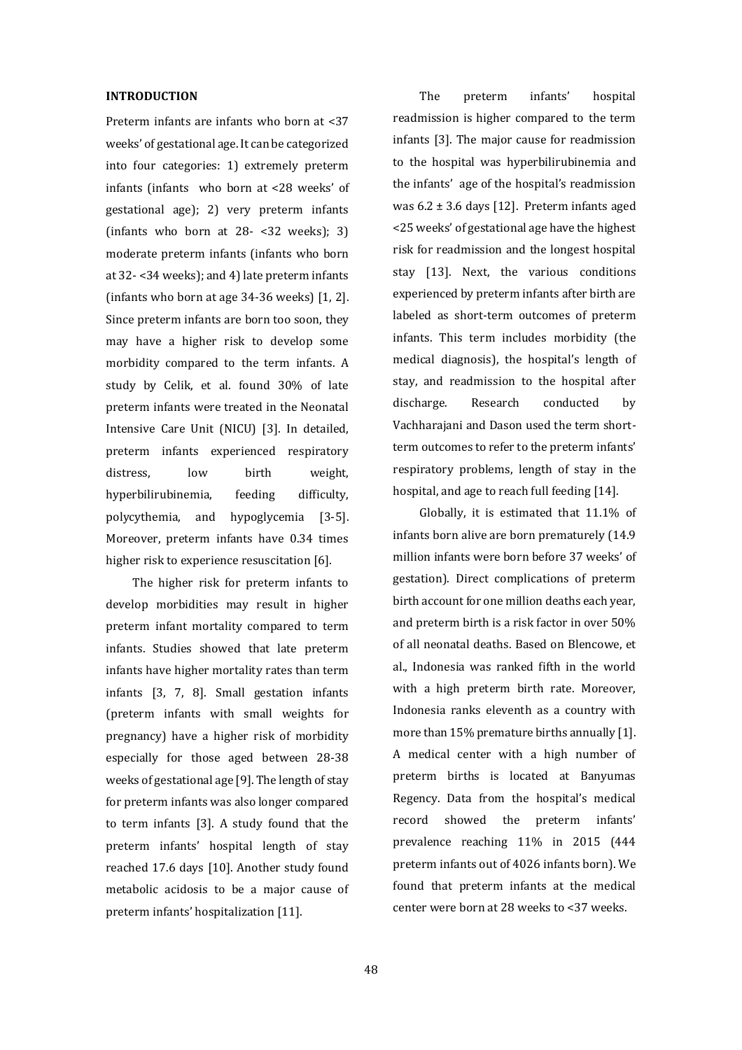**INTRODUCTION**

Preterm infants are infants who born at <37 weeks' of gestational age. It can be categorized into four categories: 1) extremely preterm infants (infants who born at <28 weeks' of gestational age); 2) very preterm infants (infants who born at 28- <32 weeks); 3) moderate preterm infants (infants who born at 32- <34 weeks); and 4) late preterm infants (infants who born at age 34-36 weeks) [1, 2]. Since preterm infants are born too soon, they may have a higher risk to develop some morbidity compared to the term infants. A study by Celik, et al. found 30% of late preterm infants were treated in the Neonatal Intensive Care Unit (NICU) [3]. In detailed, preterm infants experienced respiratory distress, low birth weight, hyperbilirubinemia, feeding difficulty, polycythemia, and hypoglycemia [3-5]. Moreover, preterm infants have 0.34 times higher risk to experience resuscitation [6].

The higher risk for preterm infants to develop morbidities may result in higher preterm infant mortality compared to term infants. Studies showed that late preterm infants have higher mortality rates than term infants [3, 7, 8]. Small gestation infants (preterm infants with small weights for pregnancy) have a higher risk of morbidity especially for those aged between 28-38 weeks of gestational age [9]. The length of stay for preterm infants was also longer compared to term infants [3]. A study found that the preterm infants' hospital length of stay reached 17.6 days [10]. Another study found metabolic acidosis to be a major cause of preterm infants' hospitalization [11].

The preterm infants' hospital readmission is higher compared to the term infants [3]. The major cause for readmission to the hospital was hyperbilirubinemia and the infants' age of the hospital's readmission was 6.2 ± 3.6 days [12]. Preterm infants aged <25 weeks' of gestational age have the highest risk for readmission and the longest hospital stay [13]. Next, the various conditions experienced by preterm infants after birth are labeled as short-term outcomes of preterm infants. This term includes morbidity (the medical diagnosis), the hospital's length of stay, and readmission to the hospital after discharge. Research conducted by Vachharajani and Dason used the term short-term outcomes to refer to the preterm infants' respiratory problems, length of stay in the hospital, and age to reach full feeding [14].

Globally, it is estimated that 11.1% of infants born alive are born prematurely (14.9 million infants were born before 37 weeks' of gestation). Direct complications of preterm birth account for one million deaths each year, and preterm birth is a risk factor in over 50% of all neonatal deaths. Based on Blencowe, et al., Indonesia was ranked fifth in the world with a high preterm birth rate. Moreover, Indonesia ranks eleventh as a country with more than 15% premature births annually [1]. A medical center with a high number of preterm births is located at Banyumas Regency. Data from the hospital's medical record showed the preterm infants' prevalence reaching 11% in 2015 (444 preterm infants out of 4026 infants born). We found that preterm infants at the medical center were born at 28 weeks to <37 weeks.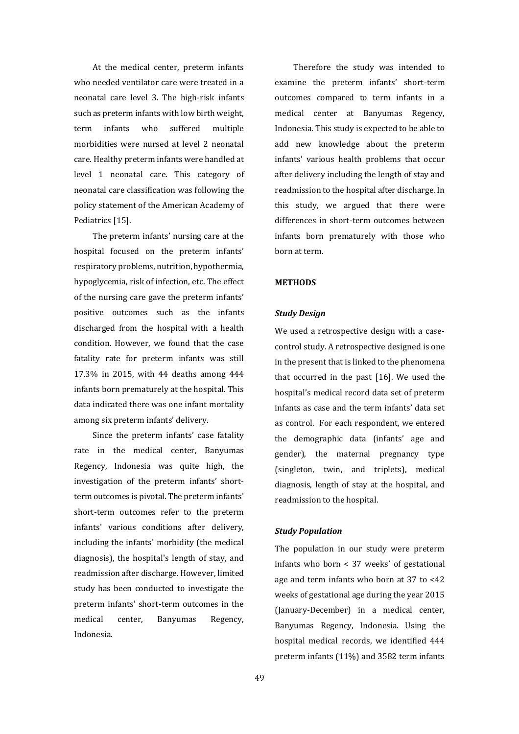At the medical center, preterm infants who needed ventilator care were treated in a neonatal care level 3. The high-risk infants such as preterm infants with low birth weight, term infants who suffered multiple morbidities were nursed at level 2 neonatal care. Healthy preterm infants were handled at level 1 neonatal care. This category of neonatal care classification was following the policy statement of the American Academy of Pediatrics [15].

The preterm infants' nursing care at the hospital focused on the preterm infants' respiratory problems, nutrition, hypothermia, hypoglycemia, risk of infection, etc. The effect of the nursing care gave the preterm infants' positive outcomes such as the infants discharged from the hospital with a health condition. However, we found that the case fatality rate for preterm infants was still 17.3% in 2015, with 44 deaths among 444 infants born prematurely at the hospital. This data indicated there was one infant mortality among six preterm infants' delivery.

Since the preterm infants' case fatality rate in the medical center, Banyumas Regency, Indonesia was quite high, the investigation of the preterm infants' short-term outcomes is pivotal. The preterm infants' short-term outcomes refer to the preterm infants' various conditions after delivery, including the infants' morbidity (the medical diagnosis), the hospital's length of stay, and readmission after discharge. However, limited study has been conducted to investigate the preterm infants' short-term outcomes in the medical center, Banyumas Regency, Indonesia.

Therefore the study was intended to examine the preterm infants' short-term outcomes compared to term infants in a medical center at Banyumas Regency, Indonesia. This study is expected to be able to add new knowledge about the preterm infants' various health problems that occur after delivery including the length of stay and readmission to the hospital after discharge. In this study, we argued that there were differences in short-term outcomes between infants born prematurely with those who born at term.

## METHODS

### *Study Design*

We used a retrospective design with a case-control study. A retrospective designed is one in the present that is linked to the phenomena that occurred in the past [16]. We used the hospital's medical record data set of preterm infants as case and the term infants' data set as control. For each respondent, we entered the demographic data (infants' age and gender), the maternal pregnancy type (singleton, twin, and triplets), medical diagnosis, length of stay at the hospital, and readmission to the hospital.

### *Study Population*

The population in our study were preterm infants who born < 37 weeks' of gestational age and term infants who born at 37 to <42 weeks of gestational age during the year 2015 (January-December) in a medical center, Banyumas Regency, Indonesia. Using the hospital medical records, we identified 444 preterm infants (11%) and 3582 term infants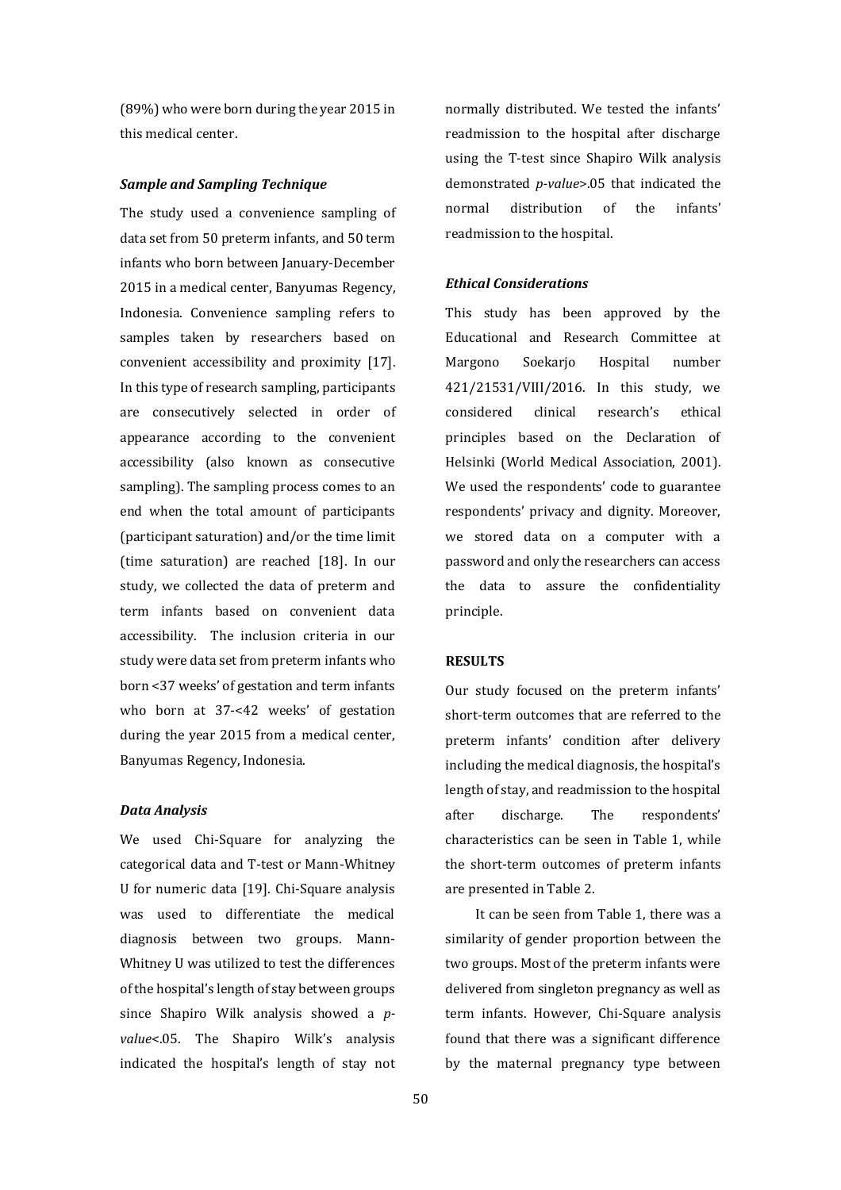(89%) who were born during the year 2015 in this medical center.

### *Sample and Sampling Technique*

The study used a convenience sampling of data set from 50 preterm infants, and 50 term infants who born between January-December 2015 in a medical center, Banyumas Regency, Indonesia. Convenience sampling refers to samples taken by researchers based on convenient accessibility and proximity [17]. In this type of research sampling, participants are consecutively selected in order of appearance according to the convenient accessibility (also known as consecutive sampling). The sampling process comes to an end when the total amount of participants (participant saturation) and/or the time limit (time saturation) are reached [18]. In our study, we collected the data of preterm and term infants based on convenient data accessibility. The inclusion criteria in our study were data set from preterm infants who born <37 weeks' of gestation and term infants who born at 37-<42 weeks' of gestation during the year 2015 from a medical center, Banyumas Regency, Indonesia.

### *Data Analysis*

We used Chi-Square for analyzing the categorical data and T-test or Mann-Whitney U for numeric data [19]. Chi-Square analysis was used to differentiate the medical diagnosis between two groups. Mann-Whitney U was utilized to test the differences of the hospital's length of stay between groups since Shapiro Wilk analysis showed a *p-value*<.05. The Shapiro Wilk's analysis indicated the hospital's length of stay not normally distributed. We tested the infants' readmission to the hospital after discharge using the T-test since Shapiro Wilk analysis demonstrated *p-value*>.05 that indicated the normal distribution of the infants' readmission to the hospital.

### *Ethical Considerations*

This study has been approved by the Educational and Research Committee at Margono Soekarjo Hospital number 421/21531/VIII/2016. In this study, we considered clinical research's ethical principles based on the Declaration of Helsinki (World Medical Association, 2001). We used the respondents' code to guarantee respondents' privacy and dignity. Moreover, we stored data on a computer with a password and only the researchers can access the data to assure the confidentiality principle.

## RESULTS

Our study focused on the preterm infants' short-term outcomes that are referred to the preterm infants' condition after delivery including the medical diagnosis, the hospital's length of stay, and readmission to the hospital after discharge. The respondents' characteristics can be seen in Table 1, while the short-term outcomes of preterm infants are presented in Table 2.

It can be seen from Table 1, there was a similarity of gender proportion between the two groups. Most of the preterm infants were delivered from singleton pregnancy as well as term infants. However, Chi-Square analysis found that there was a significant difference by the maternal pregnancy type between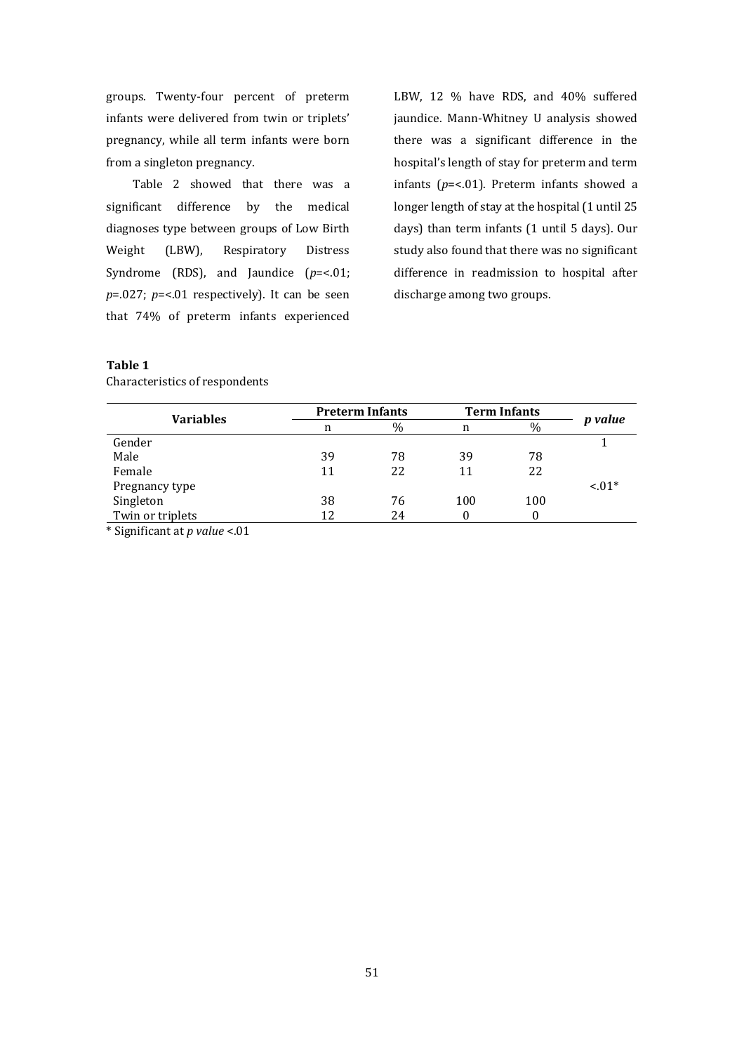groups. Twenty-four percent of preterm infants were delivered from twin or triplets' pregnancy, while all term infants were born from a singleton pregnancy.

Table 2 showed that there was a significant difference by the medical diagnoses type between groups of Low Birth Weight (LBW), Respiratory Distress Syndrome (RDS), and Jaundice (*p*=<.01; *p*=.027; *p*=<.01 respectively). It can be seen that 74% of preterm infants experienced LBW, 12 % have RDS, and 40% suffered jaundice. Mann-Whitney U analysis showed there was a significant difference in the hospital's length of stay for preterm and term infants (*p*=<.01). Preterm infants showed a longer length of stay at the hospital (1 until 25 days) than term infants (1 until 5 days). Our study also found that there was no significant difference in readmission to hospital after discharge among two groups.

**Table 1**

Characteristics of respondents

| Variables | Preterm Infants | | Term Infants | | *p value* |
|---|---|---|---|---|---|
| | n | % | n | % | |
| Gender | | | | | 1 |
| Male | 39 | 78 | 39 | 78 | |
| Female | 11 | 22 | 11 | 22 | |
| Pregnancy type | | | | | <.01* |
| Singleton | 38 | 76 | 100 | 100 | |
| Twin or triplets | 12 | 24 | 0 | 0 | |

\* Significant at *p value* <.01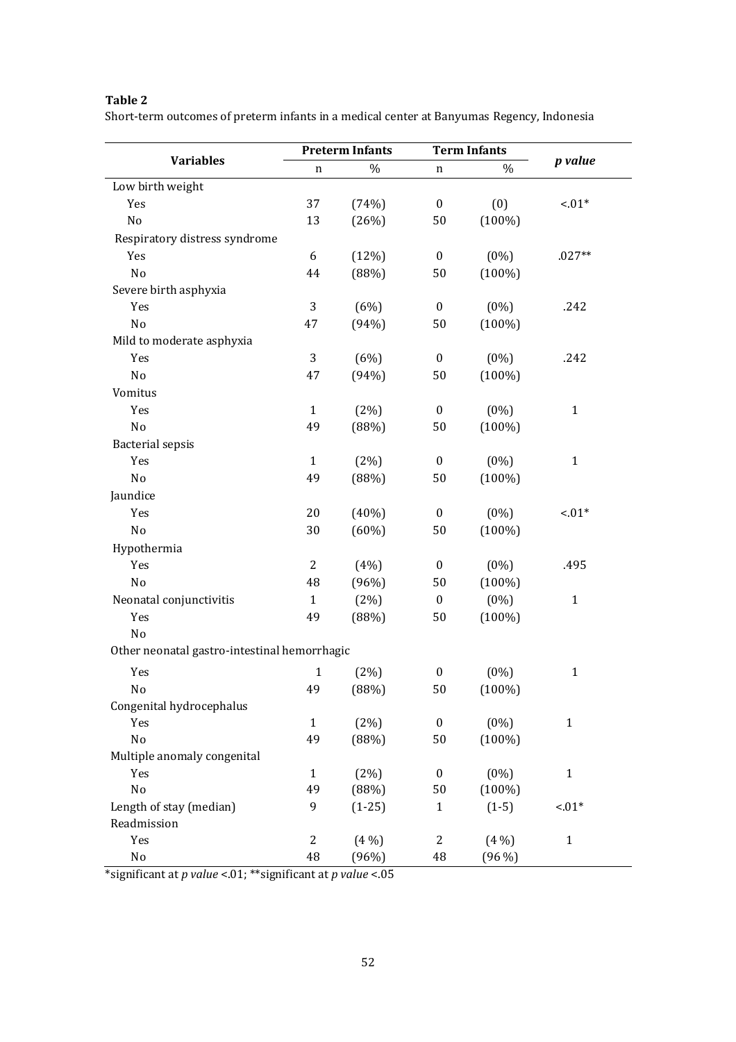**Table 2**
Short-term outcomes of preterm infants in a medical center at Banyumas Regency, Indonesia

| Variables | Preterm Infants | | Term Infants | | *p value* |
|---|---|---|---|---|---|
| | n | % | n | % | |
| Low birth weight | | | | | |
| Yes | 37 | (74%) | 0 | (0) | <.01* |
| No | 13 | (26%) | 50 | (100%) | |
| Respiratory distress syndrome | | | | | |
| Yes | 6 | (12%) | 0 | (0%) | .027** |
| No | 44 | (88%) | 50 | (100%) | |
| Severe birth asphyxia | | | | | |
| Yes | 3 | (6%) | 0 | (0%) | .242 |
| No | 47 | (94%) | 50 | (100%) | |
| Mild to moderate asphyxia | | | | | |
| Yes | 3 | (6%) | 0 | (0%) | .242 |
| No | 47 | (94%) | 50 | (100%) | |
| Vomitus | | | | | |
| Yes | 1 | (2%) | 0 | (0%) | 1 |
| No | 49 | (88%) | 50 | (100%) | |
| Bacterial sepsis | | | | | |
| Yes | 1 | (2%) | 0 | (0%) | 1 |
| No | 49 | (88%) | 50 | (100%) | |
| Jaundice | | | | | |
| Yes | 20 | (40%) | 0 | (0%) | <.01* |
| No | 30 | (60%) | 50 | (100%) | |
| Hypothermia | | | | | |
| Yes | 2 | (4%) | 0 | (0%) | .495 |
| No | 48 | (96%) | 50 | (100%) | |
| Neonatal conjunctivitis | 1 | (2%) | 0 | (0%) | 1 |
| Yes | 49 | (88%) | 50 | (100%) | |
| No | | | | | |
| Other neonatal gastro-intestinal hemorrhagic | | | | | |
| Yes | 1 | (2%) | 0 | (0%) | 1 |
| No | 49 | (88%) | 50 | (100%) | |
| Congenital hydrocephalus | | | | | |
| Yes | 1 | (2%) | 0 | (0%) | 1 |
| No | 49 | (88%) | 50 | (100%) | |
| Multiple anomaly congenital | | | | | |
| Yes | 1 | (2%) | 0 | (0%) | 1 |
| No | 49 | (88%) | 50 | (100%) | |
| Length of stay (median) | 9 | (1-25) | 1 | (1-5) | <.01* |
| Readmission | | | | | |
| Yes | 2 | (4 %) | 2 | (4 %) | 1 |
| No | 48 | (96%) | 48 | (96 %) | |

*significant at *p value* <.01; **significant at *p value* <.05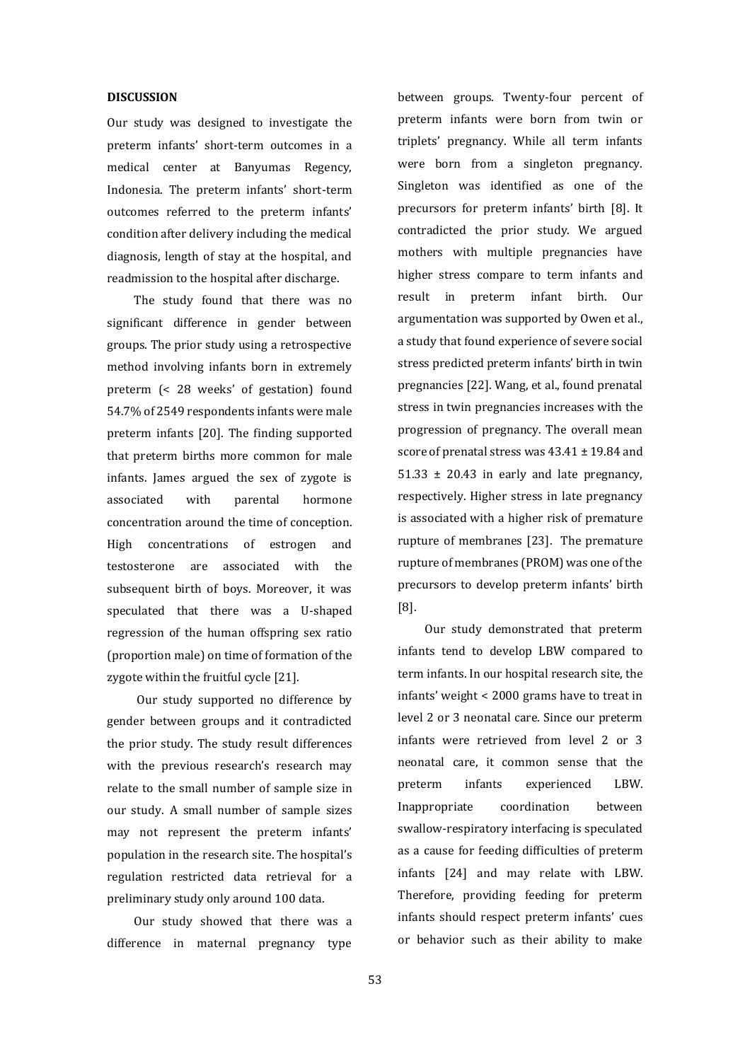## DISCUSSION

Our study was designed to investigate the preterm infants' short-term outcomes in a medical center at Banyumas Regency, Indonesia. The preterm infants' short-term outcomes referred to the preterm infants' condition after delivery including the medical diagnosis, length of stay at the hospital, and readmission to the hospital after discharge.

The study found that there was no significant difference in gender between groups. The prior study using a retrospective method involving infants born in extremely preterm (< 28 weeks' of gestation) found 54.7% of 2549 respondents infants were male preterm infants [20]. The finding supported that preterm births more common for male infants. James argued the sex of zygote is associated with parental hormone concentration around the time of conception. High concentrations of estrogen and testosterone are associated with the subsequent birth of boys. Moreover, it was speculated that there was a U-shaped regression of the human offspring sex ratio (proportion male) on time of formation of the zygote within the fruitful cycle [21].

Our study supported no difference by gender between groups and it contradicted the prior study. The study result differences with the previous research's research may relate to the small number of sample size in our study. A small number of sample sizes may not represent the preterm infants' population in the research site. The hospital's regulation restricted data retrieval for a preliminary study only around 100 data.

Our study showed that there was a difference in maternal pregnancy type between groups. Twenty-four percent of preterm infants were born from twin or triplets' pregnancy. While all term infants were born from a singleton pregnancy. Singleton was identified as one of the precursors for preterm infants' birth [8]. It contradicted the prior study. We argued mothers with multiple pregnancies have higher stress compare to term infants and result in preterm infant birth. Our argumentation was supported by Owen et al., a study that found experience of severe social stress predicted preterm infants' birth in twin pregnancies [22]. Wang, et al., found prenatal stress in twin pregnancies increases with the progression of pregnancy. The overall mean score of prenatal stress was $43.41 \pm 19.84$ and $51.33 \pm 20.43$ in early and late pregnancy, respectively. Higher stress in late pregnancy is associated with a higher risk of premature rupture of membranes [23]. The premature rupture of membranes (PROM) was one of the precursors to develop preterm infants' birth [8].

Our study demonstrated that preterm infants tend to develop LBW compared to term infants. In our hospital research site, the infants' weight < 2000 grams have to treat in level 2 or 3 neonatal care. Since our preterm infants were retrieved from level 2 or 3 neonatal care, it common sense that the preterm infants experienced LBW. Inappropriate coordination between swallow-respiratory interfacing is speculated as a cause for feeding difficulties of preterm infants [24] and may relate with LBW. Therefore, providing feeding for preterm infants should respect preterm infants' cues or behavior such as their ability to make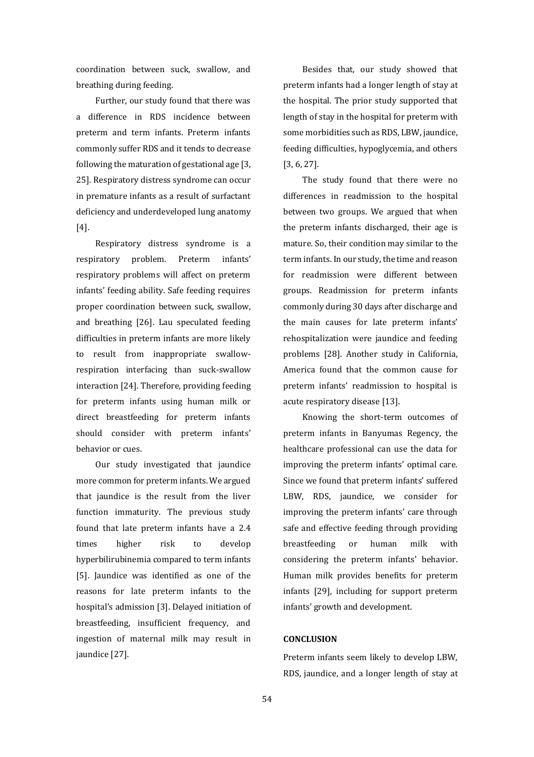coordination between suck, swallow, and breathing during feeding.

Further, our study found that there was a difference in RDS incidence between preterm and term infants. Preterm infants commonly suffer RDS and it tends to decrease following the maturation of gestational age [3, 25]. Respiratory distress syndrome can occur in premature infants as a result of surfactant deficiency and underdeveloped lung anatomy [4].

Respiratory distress syndrome is a respiratory problem. Preterm infants' respiratory problems will affect on preterm infants' feeding ability. Safe feeding requires proper coordination between suck, swallow, and breathing [26]. Lau speculated feeding difficulties in preterm infants are more likely to result from inappropriate swallow-respiration interfacing than suck-swallow interaction [24]. Therefore, providing feeding for preterm infants using human milk or direct breastfeeding for preterm infants should consider with preterm infants' behavior or cues.

Our study investigated that jaundice more common for preterm infants. We argued that jaundice is the result from the liver function immaturity. The previous study found that late preterm infants have a 2.4 times higher risk to develop hyperbilirubinemia compared to term infants [5]. Jaundice was identified as one of the reasons for late preterm infants to the hospital's admission [3]. Delayed initiation of breastfeeding, insufficient frequency, and ingestion of maternal milk may result in jaundice [27].

Besides that, our study showed that preterm infants had a longer length of stay at the hospital. The prior study supported that length of stay in the hospital for preterm with some morbidities such as RDS, LBW, jaundice, feeding difficulties, hypoglycemia, and others [3, 6, 27].

The study found that there were no differences in readmission to the hospital between two groups. We argued that when the preterm infants discharged, their age is mature. So, their condition may similar to the term infants. In our study, the time and reason for readmission were different between groups. Readmission for preterm infants commonly during 30 days after discharge and the main causes for late preterm infants' rehospitalization were jaundice and feeding problems [28]. Another study in California, America found that the common cause for preterm infants' readmission to hospital is acute respiratory disease [13].

Knowing the short-term outcomes of preterm infants in Banyumas Regency, the healthcare professional can use the data for improving the preterm infants' optimal care. Since we found that preterm infants' suffered LBW, RDS, jaundice, we consider for improving the preterm infants' care through safe and effective feeding through providing breastfeeding or human milk with considering the preterm infants' behavior. Human milk provides benefits for preterm infants [29], including for support preterm infants' growth and development.

## CONCLUSION

Preterm infants seem likely to develop LBW, RDS, jaundice, and a longer length of stay at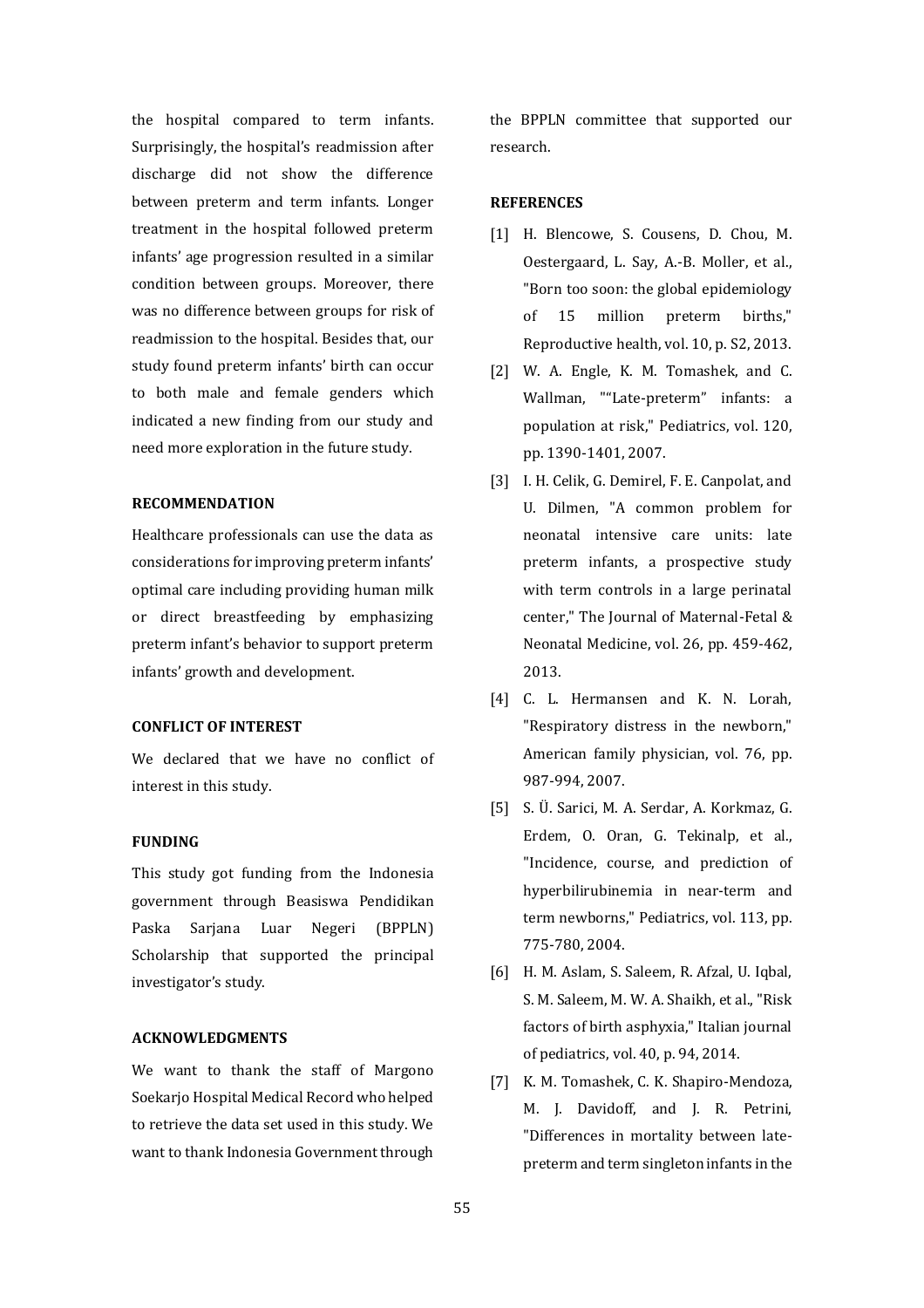the hospital compared to term infants. Surprisingly, the hospital's readmission after discharge did not show the difference between preterm and term infants. Longer treatment in the hospital followed preterm infants' age progression resulted in a similar condition between groups. Moreover, there was no difference between groups for risk of readmission to the hospital. Besides that, our study found preterm infants' birth can occur to both male and female genders which indicated a new finding from our study and need more exploration in the future study.

## RECOMMENDATION

Healthcare professionals can use the data as considerations for improving preterm infants' optimal care including providing human milk or direct breastfeeding by emphasizing preterm infant's behavior to support preterm infants' growth and development.

## CONFLICT OF INTEREST

We declared that we have no conflict of interest in this study.

## FUNDING

This study got funding from the Indonesia government through Beasiswa Pendidikan Paska Sarjana Luar Negeri (BPPLN) Scholarship that supported the principal investigator's study.

## ACKNOWLEDGMENTS

We want to thank the staff of Margono Soekarjo Hospital Medical Record who helped to retrieve the data set used in this study. We want to thank Indonesia Government through the BPPLN committee that supported our research.

## REFERENCES

[1] H. Blencowe, S. Cousens, D. Chou, M. Oestergaard, L. Say, A.-B. Moller, et al., "Born too soon: the global epidemiology of 15 million preterm births," Reproductive health, vol. 10, p. S2, 2013.

[2] W. A. Engle, K. M. Tomashek, and C. Wallman, ""Late-preterm" infants: a population at risk," Pediatrics, vol. 120, pp. 1390-1401, 2007.

[3] I. H. Celik, G. Demirel, F. E. Canpolat, and U. Dilmen, "A common problem for neonatal intensive care units: late preterm infants, a prospective study with term controls in a large perinatal center," The Journal of Maternal-Fetal & Neonatal Medicine, vol. 26, pp. 459-462, 2013.

[4] C. L. Hermansen and K. N. Lorah, "Respiratory distress in the newborn," American family physician, vol. 76, pp. 987-994, 2007.

[5] S. Ü. Sarici, M. A. Serdar, A. Korkmaz, G. Erdem, O. Oran, G. Tekinalp, et al., "Incidence, course, and prediction of hyperbilirubinemia in near-term and term newborns," Pediatrics, vol. 113, pp. 775-780, 2004.

[6] H. M. Aslam, S. Saleem, R. Afzal, U. Iqbal, S. M. Saleem, M. W. A. Shaikh, et al., "Risk factors of birth asphyxia," Italian journal of pediatrics, vol. 40, p. 94, 2014.

[7] K. M. Tomashek, C. K. Shapiro-Mendoza, M. J. Davidoff, and J. R. Petrini, "Differences in mortality between late-preterm and term singleton infants in the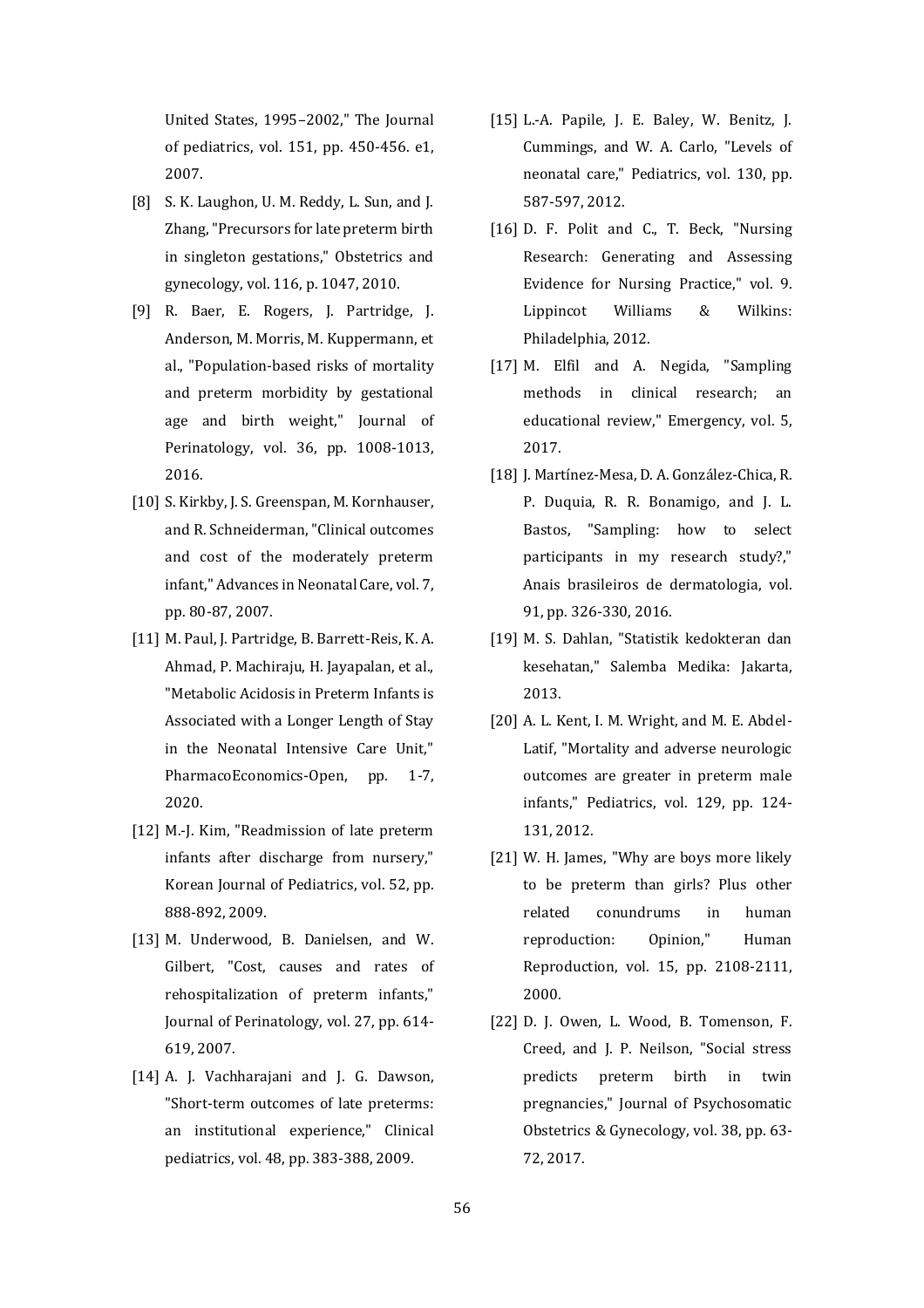United States, 1995–2002," The Journal of pediatrics, vol. 151, pp. 450-456. e1, 2007.

[8] S. K. Laughon, U. M. Reddy, L. Sun, and J. Zhang, "Precursors for late preterm birth in singleton gestations," Obstetrics and gynecology, vol. 116, p. 1047, 2010.

[9] R. Baer, E. Rogers, J. Partridge, J. Anderson, M. Morris, M. Kuppermann, et al., "Population-based risks of mortality and preterm morbidity by gestational age and birth weight," Journal of Perinatology, vol. 36, pp. 1008-1013, 2016.

[10] S. Kirkby, J. S. Greenspan, M. Kornhauser, and R. Schneiderman, "Clinical outcomes and cost of the moderately preterm infant," Advances in Neonatal Care, vol. 7, pp. 80-87, 2007.

[11] M. Paul, J. Partridge, B. Barrett-Reis, K. A. Ahmad, P. Machiraju, H. Jayapalan, et al., "Metabolic Acidosis in Preterm Infants is Associated with a Longer Length of Stay in the Neonatal Intensive Care Unit," PharmacoEconomics-Open, pp. 1-7, 2020.

[12] M.-J. Kim, "Readmission of late preterm infants after discharge from nursery," Korean Journal of Pediatrics, vol. 52, pp. 888-892, 2009.

[13] M. Underwood, B. Danielsen, and W. Gilbert, "Cost, causes and rates of rehospitalization of preterm infants," Journal of Perinatology, vol. 27, pp. 614-619, 2007.

[14] A. J. Vachharajani and J. G. Dawson, "Short-term outcomes of late preterms: an institutional experience," Clinical pediatrics, vol. 48, pp. 383-388, 2009.

[15] L.-A. Papile, J. E. Baley, W. Benitz, J. Cummings, and W. A. Carlo, "Levels of neonatal care," Pediatrics, vol. 130, pp. 587-597, 2012.

[16] D. F. Polit and C., T. Beck, "Nursing Research: Generating and Assessing Evidence for Nursing Practice," vol. 9. Lippincot Williams & Wilkins: Philadelphia, 2012.

[17] M. Elfil and A. Negida, "Sampling methods in clinical research; an educational review," Emergency, vol. 5, 2017.

[18] J. Martínez-Mesa, D. A. González-Chica, R. P. Duquia, R. R. Bonamigo, and J. L. Bastos, "Sampling: how to select participants in my research study?," Anais brasileiros de dermatologia, vol. 91, pp. 326-330, 2016.

[19] M. S. Dahlan, "Statistik kedokteran dan kesehatan," Salemba Medika: Jakarta, 2013.

[20] A. L. Kent, I. M. Wright, and M. E. Abdel-Latif, "Mortality and adverse neurologic outcomes are greater in preterm male infants," Pediatrics, vol. 129, pp. 124-131, 2012.

[21] W. H. James, "Why are boys more likely to be preterm than girls? Plus other related conundrums in human reproduction: Opinion," Human Reproduction, vol. 15, pp. 2108-2111, 2000.

[22] D. J. Owen, L. Wood, B. Tomenson, F. Creed, and J. P. Neilson, "Social stress predicts preterm birth in twin pregnancies," Journal of Psychosomatic Obstetrics & Gynecology, vol. 38, pp. 63-72, 2017.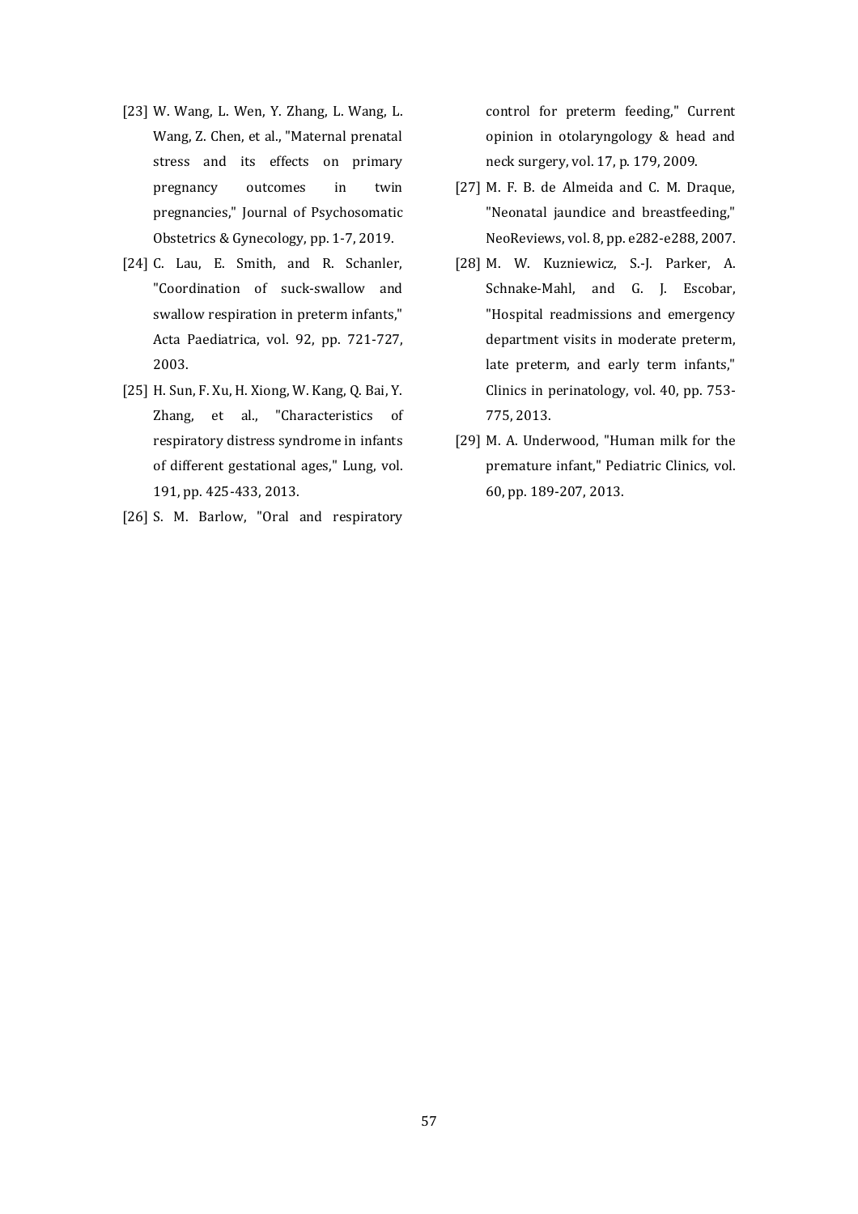[23] W. Wang, L. Wen, Y. Zhang, L. Wang, L. Wang, Z. Chen, et al., "Maternal prenatal stress and its effects on primary pregnancy outcomes in twin pregnancies," Journal of Psychosomatic Obstetrics & Gynecology, pp. 1-7, 2019.

[24] C. Lau, E. Smith, and R. Schanler, "Coordination of suck-swallow and swallow respiration in preterm infants," Acta Paediatrica, vol. 92, pp. 721-727, 2003.

[25] H. Sun, F. Xu, H. Xiong, W. Kang, Q. Bai, Y. Zhang, et al., "Characteristics of respiratory distress syndrome in infants of different gestational ages," Lung, vol. 191, pp. 425-433, 2013.

[26] S. M. Barlow, "Oral and respiratory control for preterm feeding," Current opinion in otolaryngology & head and neck surgery, vol. 17, p. 179, 2009.

[27] M. F. B. de Almeida and C. M. Draque, "Neonatal jaundice and breastfeeding," NeoReviews, vol. 8, pp. e282-e288, 2007.

[28] M. W. Kuzniewicz, S.-J. Parker, A. Schnake-Mahl, and G. J. Escobar, "Hospital readmissions and emergency department visits in moderate preterm, late preterm, and early term infants," Clinics in perinatology, vol. 40, pp. 753-775, 2013.

[29] M. A. Underwood, "Human milk for the premature infant," Pediatric Clinics, vol. 60, pp. 189-207, 2013.